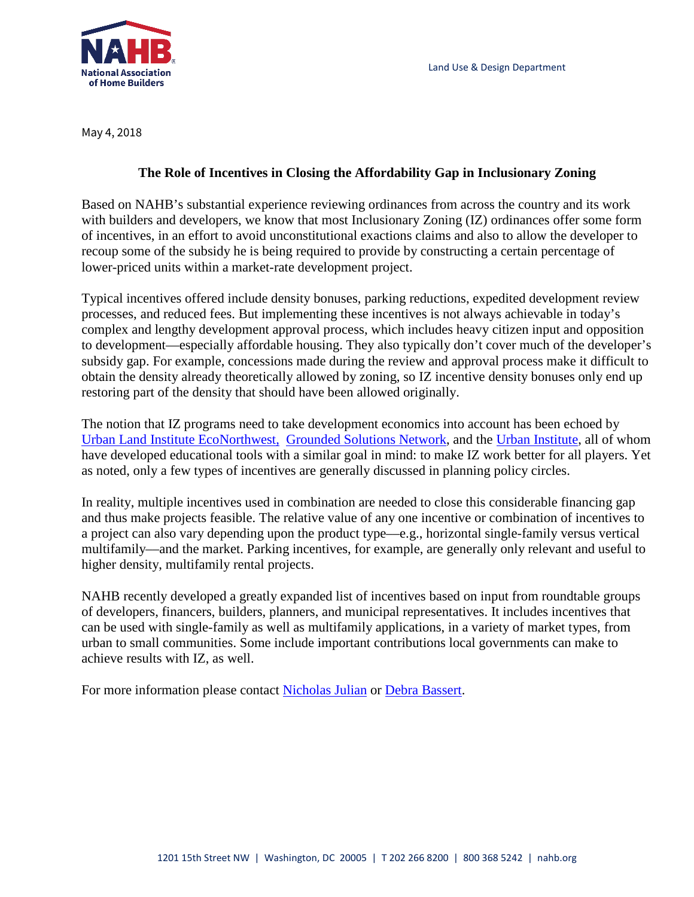Land Use & Design Department

May 4, 2018

## The Role of Incentives in Closing the Affordability Gap in Inclusionary Zoning

Based on NAHB's substantial experience reviewing ordinances from across the country and its work with builders and developers, we know that most Inclusionary Zoning (IZ) ordinances offer some form of incentives, in an effort to avoid unconstitutional exactions claims and also to allow the developer to recoup some of the subsidy he is being required to provide by constructing a certain percentage of lower-priced units within a market-rate development project.

Typical incentives offered include density bonuses, parking reductions, expedited development review processes, and reduced fees. But implementing these incentives is not always achievable in today's complex and lengthy development approval process, which includes heavy citizen input and opposition to development—especially affordable housing. They also typically don't cover much of the developer's subsidy gap. For example, concessions made during the review and approval process make it difficult to obtain the density already theoretically allowed by zoning, so IZ incentive density bonuses only end up restoring part of the density that should have been allowed originally.

The notion that IZ programs need to take development economics into account has been echoed by Urban Land Institute EcoNorthwest, Grounded Solutions Network, and the Urban Institute, all of whom have developed educational tools with a similar goal in mind: to make IZ work better for all players. Yet as noted, only a few types of incentives are generally discussed in planning policy circles.

In reality, multiple incentives used in combination are needed to close this considerable financing gap and thus make projects feasible. The relative value of any one incentive or combination of incentives to a project can also vary depending upon the product type—e.g., horizontal single-family versus vertical multifamily—and the market. Parking incentives, for example, are generally only relevant and useful to higher density, multifamily rental projects.

NAHB recently developed a greatly expanded list of incentives based on input from roundtable groups of developers, financers, builders, planners, and municipal representatives. It includes incentives that can be used with single-family as well as multifamily applications, in a variety of market types, from urban to small communities. Some include important contributions local governments can make to achieve results with IZ, as well.

For more information please contact Nicholas Julian or Debra Bassert.

1201 15th Street NW | Washington, DC 20005 | T 202 266 8200 | 800 368 5242 | nahb.org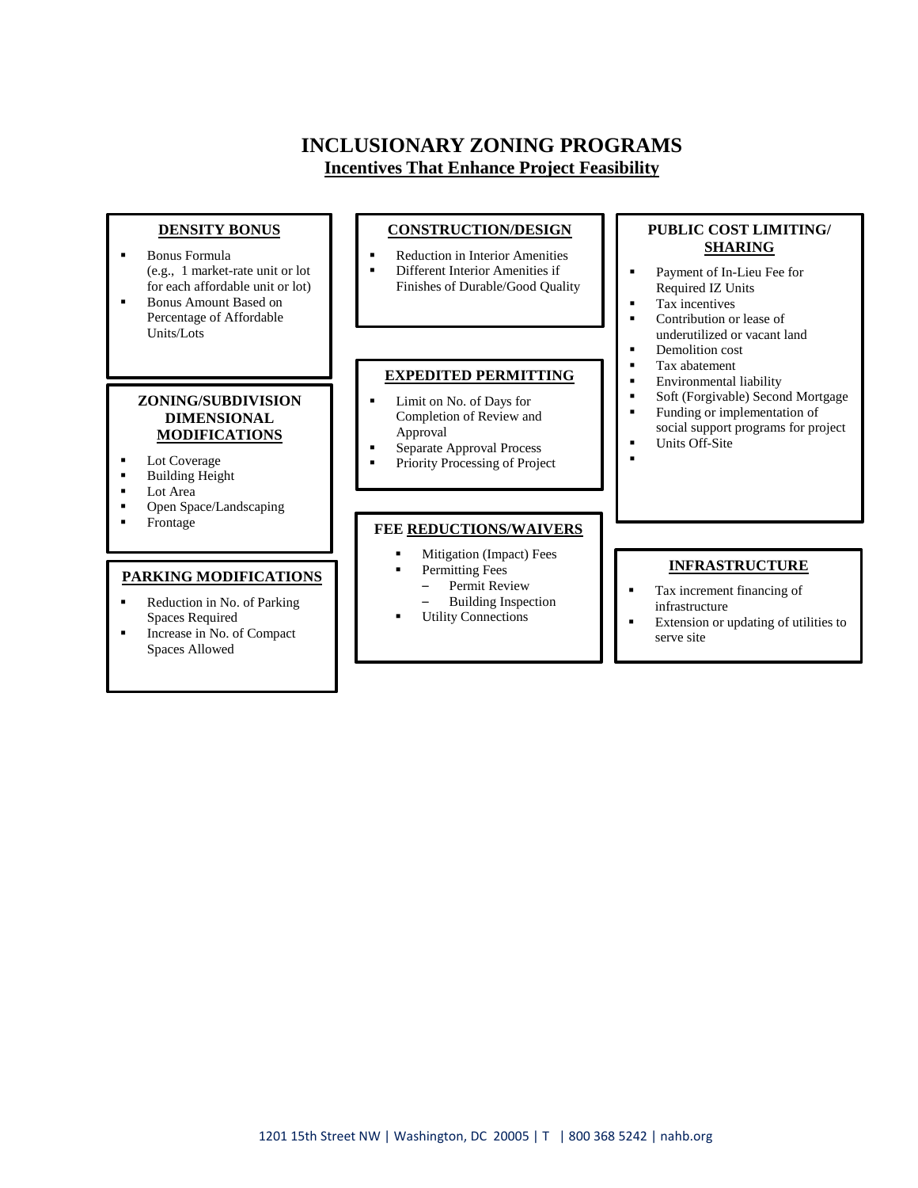# INCLUSIONARY ZONING PROGRAMS

## Incentives That Enhance Project Feasibility

### DENSITY BONUS

- Bonus Formula (e.g., 1 market-rate unit or lot for each affordable unit or lot)
- Bonus Amount Based on Percentage of Affordable Units/Lots

### ZONING/SUBDIVISION DIMENSIONAL MODIFICATIONS

- Lot Coverage
- Building Height
- Lot Area
- Open Space/Landscaping
- Frontage

### PARKING MODIFICATIONS

- Reduction in No. of Parking Spaces Required
- Increase in No. of Compact Spaces Allowed

### CONSTRUCTION/DESIGN

- Reduction in Interior Amenities
- Different Interior Amenities if Finishes of Durable/Good Quality

### EXPEDITED PERMITTING

- Limit on No. of Days for Completion of Review and Approval
- Separate Approval Process
- Priority Processing of Project

### FEE REDUCTIONS/WAIVERS

- Mitigation (Impact) Fees
- Permitting Fees
  - Permit Review
  - Building Inspection
- Utility Connections

### PUBLIC COST LIMITING/ SHARING

- Payment of In-Lieu Fee for Required IZ Units
- Tax incentives
- Contribution or lease of underutilized or vacant land
- Demolition cost
- Tax abatement
- Environmental liability
- Soft (Forgivable) Second Mortgage
- Funding or implementation of social support programs for project
- Units Off-Site

### INFRASTRUCTURE

- Tax increment financing of infrastructure
- Extension or updating of utilities to serve site